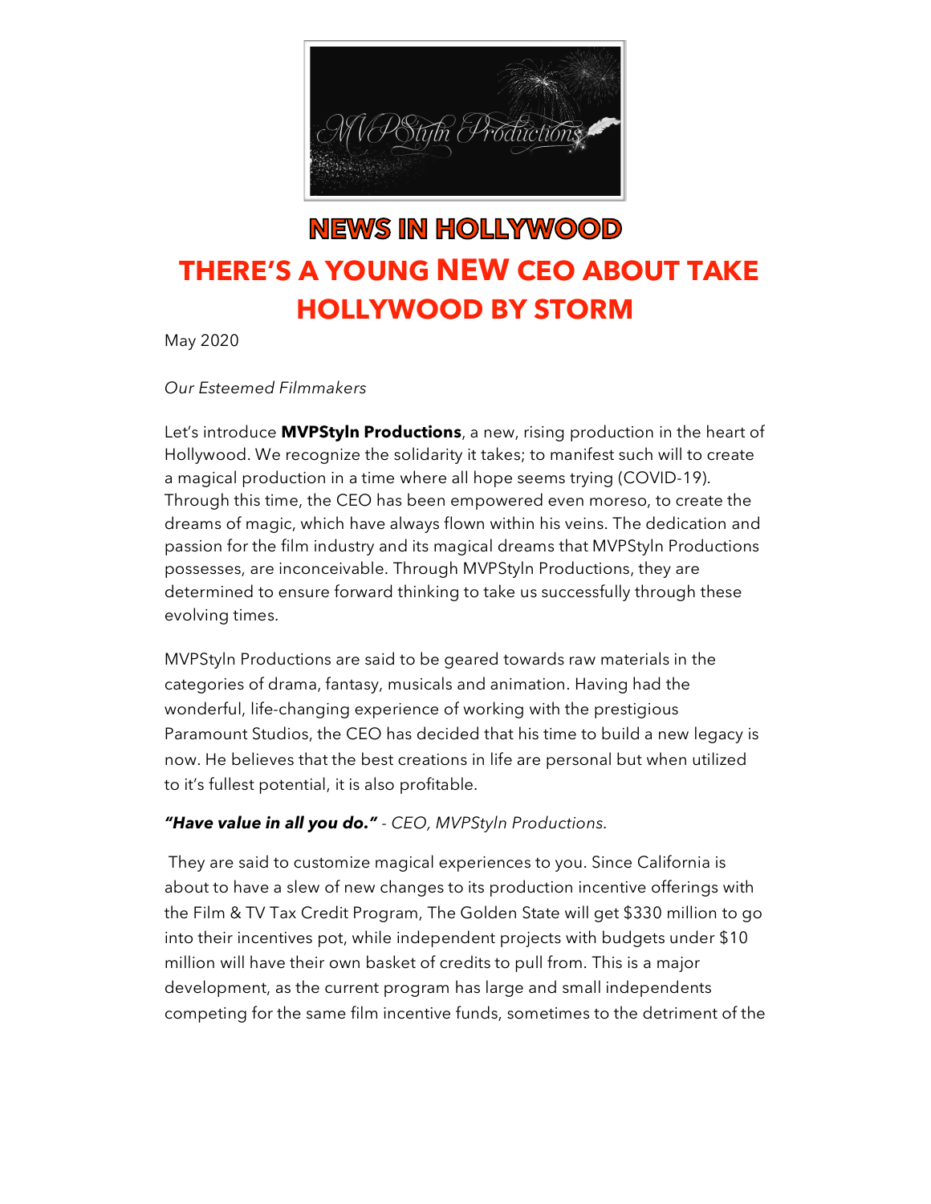# NEWS IN HOLLYWOOD

## THERE'S A YOUNG NEW CEO ABOUT TAKE HOLLYWOOD BY STORM

May 2020

*Our Esteemed Filmmakers*

Let's introduce **MVPStyln Productions**, a new, rising production in the heart of Hollywood. We recognize the solidarity it takes; to manifest such will to create a magical production in a time where all hope seems trying (COVID-19). Through this time, the CEO has been empowered even moreso, to create the dreams of magic, which have always flown within his veins. The dedication and passion for the film industry and its magical dreams that MVPStyln Productions possesses, are inconceivable. Through MVPStyln Productions, they are determined to ensure forward thinking to take us successfully through these evolving times.

MVPStyln Productions are said to be geared towards raw materials in the categories of drama, fantasy, musicals and animation. Having had the wonderful, life-changing experience of working with the prestigious Paramount Studios, the CEO has decided that his time to build a new legacy is now. He believes that the best creations in life are personal but when utilized to it's fullest potential, it is also profitable.

***"Have value in all you do."*** *- CEO, MVPStyln Productions.*

They are said to customize magical experiences to you. Since California is about to have a slew of new changes to its production incentive offerings with the Film & TV Tax Credit Program, The Golden State will get $330 million to go into their incentives pot, while independent projects with budgets under $10 million will have their own basket of credits to pull from. This is a major development, as the current program has large and small independents competing for the same film incentive funds, sometimes to the detriment of the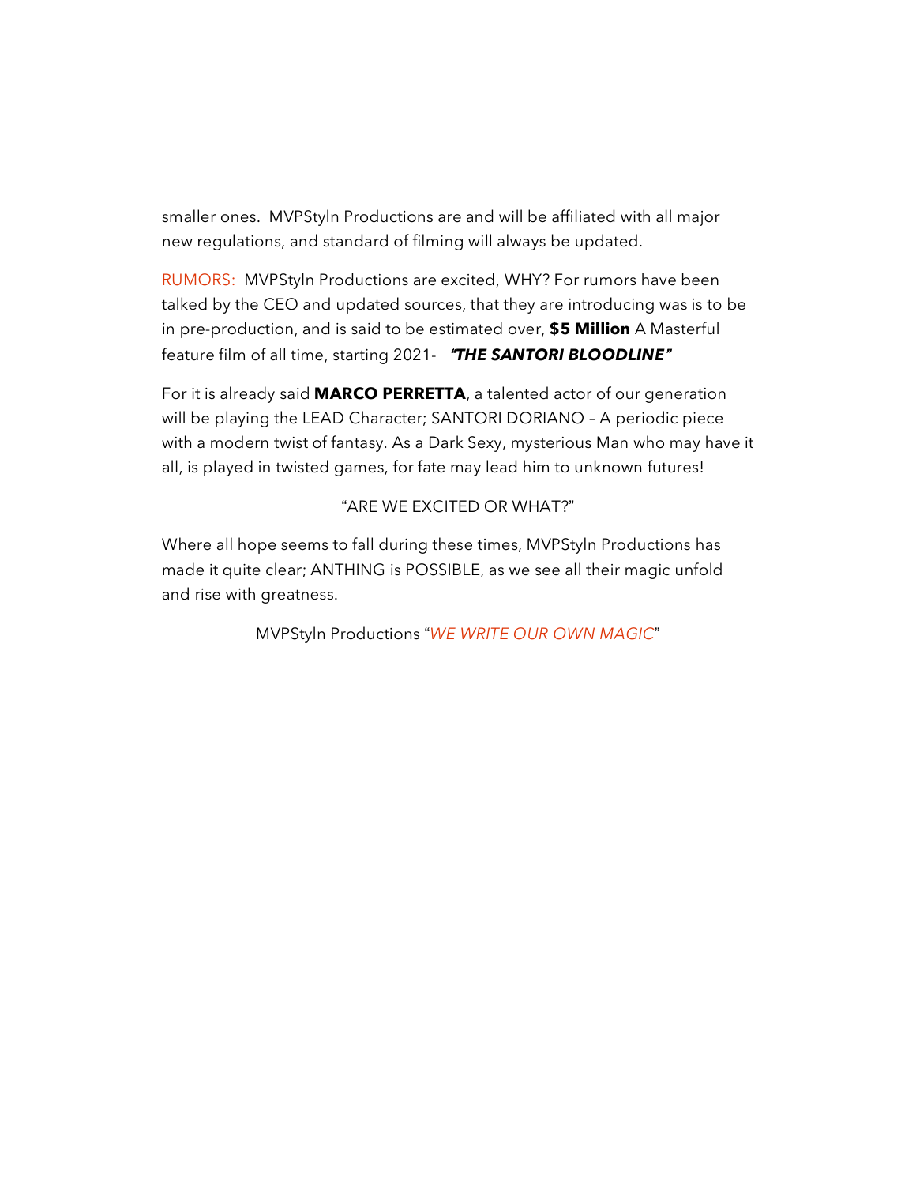smaller ones. MVPStyln Productions are and will be affiliated with all major new regulations, and standard of filming will always be updated.

RUMORS: MVPStyln Productions are excited, WHY? For rumors have been talked by the CEO and updated sources, that they are introducing was is to be in pre-production, and is said to be estimated over, **$5 Million** A Masterful feature film of all time, starting 2021- ***"THE SANTORI BLOODLINE"***

For it is already said **MARCO PERRETTA**, a talented actor of our generation will be playing the LEAD Character; SANTORI DORIANO – A periodic piece with a modern twist of fantasy. As a Dark Sexy, mysterious Man who may have it all, is played in twisted games, for fate may lead him to unknown futures!

"ARE WE EXCITED OR WHAT?"

Where all hope seems to fall during these times, MVPStyln Productions has made it quite clear; ANTHING is POSSIBLE, as we see all their magic unfold and rise with greatness.

MVPStyln Productions "*WE WRITE OUR OWN MAGIC*"